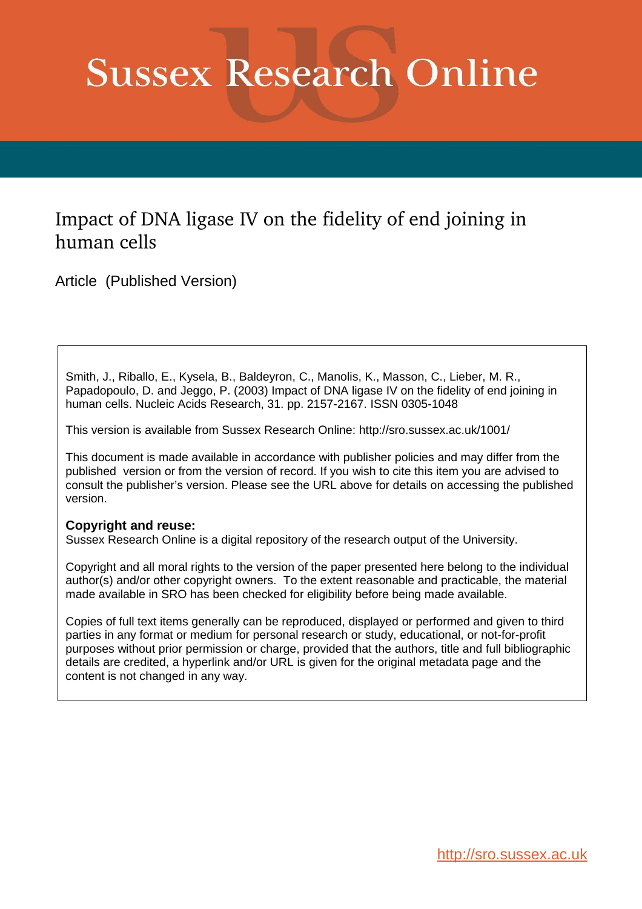# Sussex Research Online

## Impact of DNA ligase IV on the fidelity of end joining in human cells

Article (Published Version)

Smith, J., Riballo, E., Kysela, B., Baldeyron, C., Manolis, K., Masson, C., Lieber, M. R., Papadopoulo, D. and Jeggo, P. (2003) Impact of DNA ligase IV on the fidelity of end joining in human cells. Nucleic Acids Research, 31. pp. 2157-2167. ISSN 0305-1048

This version is available from Sussex Research Online: http://sro.sussex.ac.uk/1001/

This document is made available in accordance with publisher policies and may differ from the published version or from the version of record. If you wish to cite this item you are advised to consult the publisher's version. Please see the URL above for details on accessing the published version.

**Copyright and reuse:**
Sussex Research Online is a digital repository of the research output of the University.

Copyright and all moral rights to the version of the paper presented here belong to the individual author(s) and/or other copyright owners. To the extent reasonable and practicable, the material made available in SRO has been checked for eligibility before being made available.

Copies of full text items generally can be reproduced, displayed or performed and given to third parties in any format or medium for personal research or study, educational, or not-for-profit purposes without prior permission or charge, provided that the authors, title and full bibliographic details are credited, a hyperlink and/or URL is given for the original metadata page and the content is not changed in any way.

http://sro.sussex.ac.uk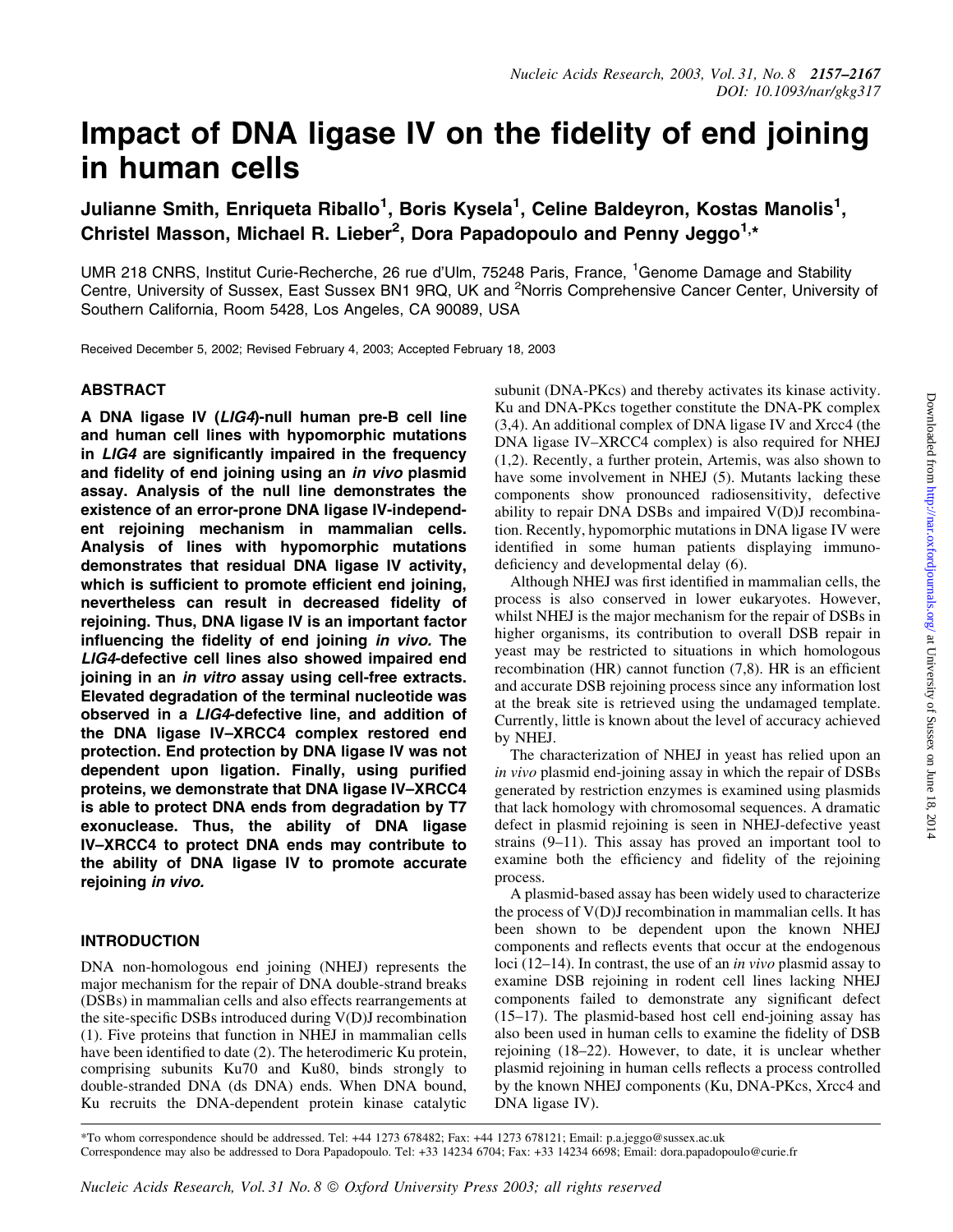# Impact of DNA ligase IV on the fidelity of end joining in human cells

Julianne Smith, Enriqueta Riballo[1], Boris Kysela[1], Celine Baldeyron, Kostas Manolis[1], Christel Masson, Michael R. Lieber[2], Dora Papadopoulo and Penny Jeggo[1,*]

UMR 218 CNRS, Institut Curie-Recherche, 26 rue d'Ulm, 75248 Paris, France, [1]Genome Damage and Stability Centre, University of Sussex, East Sussex BN1 9RQ, UK and [2]Norris Comprehensive Cancer Center, University of Southern California, Room 5428, Los Angeles, CA 90089, USA

Received December 5, 2002; Revised February 4, 2003; Accepted February 18, 2003

## ABSTRACT

**A DNA ligase IV (*LIG4*)-null human pre-B cell line and human cell lines with hypomorphic mutations in *LIG4* are significantly impaired in the frequency and fidelity of end joining using an *in vivo* plasmid assay. Analysis of the null line demonstrates the existence of an error-prone DNA ligase IV-independent rejoining mechanism in mammalian cells. Analysis of lines with hypomorphic mutations demonstrates that residual DNA ligase IV activity, which is sufficient to promote efficient end joining, nevertheless can result in decreased fidelity of rejoining. Thus, DNA ligase IV is an important factor influencing the fidelity of end joining *in vivo.* The *LIG4*-defective cell lines also showed impaired end joining in an *in vitro* assay using cell-free extracts. Elevated degradation of the terminal nucleotide was observed in a *LIG4*-defective line, and addition of the DNA ligase IV–XRCC4 complex restored end protection. End protection by DNA ligase IV was not dependent upon ligation. Finally, using purified proteins, we demonstrate that DNA ligase IV–XRCC4 is able to protect DNA ends from degradation by T7 exonuclease. Thus, the ability of DNA ligase IV–XRCC4 to protect DNA ends may contribute to the ability of DNA ligase IV to promote accurate rejoining *in vivo.***

## INTRODUCTION

DNA non-homologous end joining (NHEJ) represents the major mechanism for the repair of DNA double-strand breaks (DSBs) in mammalian cells and also effects rearrangements at the site-specific DSBs introduced during V(D)J recombination (1). Five proteins that function in NHEJ in mammalian cells have been identified to date (2). The heterodimeric Ku protein, comprising subunits Ku70 and Ku80, binds strongly to double-stranded DNA (ds DNA) ends. When DNA bound, Ku recruits the DNA-dependent protein kinase catalytic subunit (DNA-PKcs) and thereby activates its kinase activity. Ku and DNA-PKcs together constitute the DNA-PK complex (3,4). An additional complex of DNA ligase IV and Xrcc4 (the DNA ligase IV–XRCC4 complex) is also required for NHEJ (1,2). Recently, a further protein, Artemis, was also shown to have some involvement in NHEJ (5). Mutants lacking these components show pronounced radiosensitivity, defective ability to repair DNA DSBs and impaired V(D)J recombination. Recently, hypomorphic mutations in DNA ligase IV were identified in some human patients displaying immunodeficiency and developmental delay (6).

Although NHEJ was first identified in mammalian cells, the process is also conserved in lower eukaryotes. However, whilst NHEJ is the major mechanism for the repair of DSBs in higher organisms, its contribution to overall DSB repair in yeast may be restricted to situations in which homologous recombination (HR) cannot function (7,8). HR is an efficient and accurate DSB rejoining process since any information lost at the break site is retrieved using the undamaged template. Currently, little is known about the level of accuracy achieved by NHEJ.

The characterization of NHEJ in yeast has relied upon an *in vivo* plasmid end-joining assay in which the repair of DSBs generated by restriction enzymes is examined using plasmids that lack homology with chromosomal sequences. A dramatic defect in plasmid rejoining is seen in NHEJ-defective yeast strains (9–11). This assay has proved an important tool to examine both the efficiency and fidelity of the rejoining process.

A plasmid-based assay has been widely used to characterize the process of V(D)J recombination in mammalian cells. It has been shown to be dependent upon the known NHEJ components and reflects events that occur at the endogenous loci (12–14). In contrast, the use of an *in vivo* plasmid assay to examine DSB rejoining in rodent cell lines lacking NHEJ components failed to demonstrate any significant defect (15–17). The plasmid-based host cell end-joining assay has also been used in human cells to examine the fidelity of DSB rejoining (18–22). However, to date, it is unclear whether plasmid rejoining in human cells reflects a process controlled by the known NHEJ components (Ku, DNA-PKcs, Xrcc4 and DNA ligase IV).

*To whom correspondence should be addressed. Tel: +44 1273 678482; Fax: +44 1273 678121; Email: p.a.jeggo@sussex.ac.uk
Correspondence may also be addressed to Dora Papadopoulo. Tel: +33 14234 6704; Fax: +33 14234 6698; Email: dora.papadopoulo@curie.fr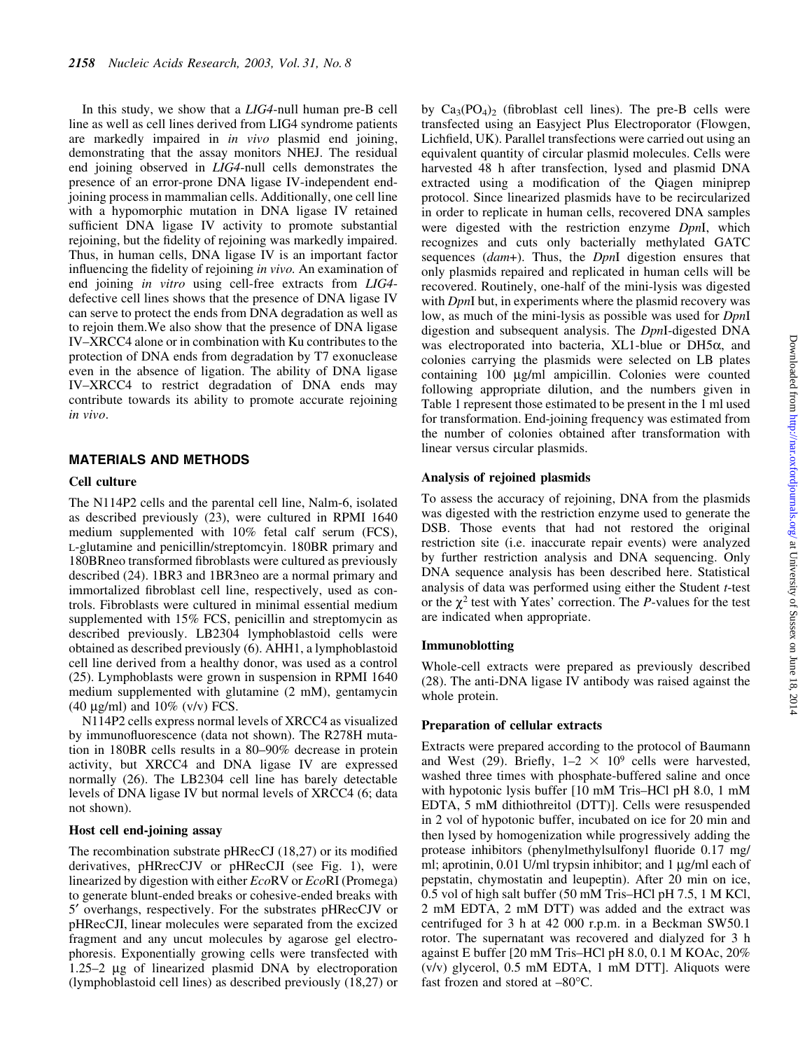In this study, we show that a *LIG4*-null human pre-B cell line as well as cell lines derived from LIG4 syndrome patients are markedly impaired in *in vivo* plasmid end joining, demonstrating that the assay monitors NHEJ. The residual end joining observed in *LIG4*-null cells demonstrates the presence of an error-prone DNA ligase IV-independent end-joining process in mammalian cells. Additionally, one cell line with a hypomorphic mutation in DNA ligase IV retained sufficient DNA ligase IV activity to promote substantial rejoining, but the fidelity of rejoining was markedly impaired. Thus, in human cells, DNA ligase IV is an important factor influencing the fidelity of rejoining *in vivo*. An examination of end joining *in vitro* using cell-free extracts from *LIG4*-defective cell lines shows that the presence of DNA ligase IV can serve to protect the ends from DNA degradation as well as to rejoin them. We also show that the presence of DNA ligase IV–XRCC4 alone or in combination with Ku contributes to the protection of DNA ends from degradation by T7 exonuclease even in the absence of ligation. The ability of DNA ligase IV–XRCC4 to restrict degradation of DNA ends may contribute towards its ability to promote accurate rejoining *in vivo*.

## MATERIALS AND METHODS

### Cell culture

The N114P2 cells and the parental cell line, Nalm-6, isolated as described previously (23), were cultured in RPMI 1640 medium supplemented with 10% fetal calf serum (FCS), L-glutamine and penicillin/streptomcyin. 180BR primary and 180BRneo transformed fibroblasts were cultured as previously described (24). 1BR3 and 1BR3neo are a normal primary and immortalized fibroblast cell line, respectively, used as controls. Fibroblasts were cultured in minimal essential medium supplemented with 15% FCS, penicillin and streptomycin as described previously. LB2304 lymphoblastoid cells were obtained as described previously (6). AHH1, a lymphoblastoid cell line derived from a healthy donor, was used as a control (25). Lymphoblasts were grown in suspension in RPMI 1640 medium supplemented with glutamine (2 mM), gentamycin (40 µg/ml) and 10% (v/v) FCS.

N114P2 cells express normal levels of XRCC4 as visualized by immunofluorescence (data not shown). The R278H mutation in 180BR cells results in a 80–90% decrease in protein activity, but XRCC4 and DNA ligase IV are expressed normally (26). The LB2304 cell line has barely detectable levels of DNA ligase IV but normal levels of XRCC4 (6; data not shown).

### Host cell end-joining assay

The recombination substrate pHRecCJ (18,27) or its modified derivatives, pHRecCJV or pHRecCJI (see Fig. 1), were linearized by digestion with either *Eco*RV or *Eco*RI (Promega) to generate blunt-ended breaks or cohesive-ended breaks with 5′ overhangs, respectively. For the substrates pHRecCJV or pHRecCJI, linear molecules were separated from the excized fragment and any uncut molecules by agarose gel electrophoresis. Exponentially growing cells were transfected with 1.25–2 µg of linearized plasmid DNA by electroporation (lymphoblastoid cell lines) as described previously (18,27) or by $Ca_3(PO_4)_2$ (fibroblast cell lines). The pre-B cells were transfected using an Easyject Plus Electroporator (Flowgen, Lichfield, UK). Parallel transfections were carried out using an equivalent quantity of circular plasmid molecules. Cells were harvested 48 h after transfection, lysed and plasmid DNA extracted using a modification of the Qiagen miniprep protocol. Since linearized plasmids have to be recircularized in order to replicate in human cells, recovered DNA samples were digested with the restriction enzyme *Dpn*I, which recognizes and cuts only bacterially methylated GATC sequences (*dam*+). Thus, the *Dpn*I digestion ensures that only plasmids repaired and replicated in human cells will be recovered. Routinely, one-half of the mini-lysis was digested with *Dpn*I but, in experiments where the plasmid recovery was low, as much of the mini-lysis as possible was used for *Dpn*I digestion and subsequent analysis. The *Dpn*I-digested DNA was electroporated into bacteria, XL1-blue or DH5α, and colonies carrying the plasmids were selected on LB plates containing 100 µg/ml ampicillin. Colonies were counted following appropriate dilution, and the numbers given in Table 1 represent those estimated to be present in the 1 ml used for transformation. End-joining frequency was estimated from the number of colonies obtained after transformation with linear versus circular plasmids.

### Analysis of rejoined plasmids

To assess the accuracy of rejoining, DNA from the plasmids was digested with the restriction enzyme used to generate the DSB. Those events that had not restored the original restriction site (i.e. inaccurate repair events) were analyzed by further restriction analysis and DNA sequencing. Only DNA sequence analysis has been described here. Statistical analysis of data was performed using either the Student *t*-test or the $\chi^2$ test with Yates' correction. The *P*-values for the test are indicated when appropriate.

### Immunoblotting

Whole-cell extracts were prepared as previously described (28). The anti-DNA ligase IV antibody was raised against the whole protein.

### Preparation of cellular extracts

Extracts were prepared according to the protocol of Baumann and West (29). Briefly, $1–2 \times 10^9$ cells were harvested, washed three times with phosphate-buffered saline and once with hypotonic lysis buffer [10 mM Tris–HCl pH 8.0, 1 mM EDTA, 5 mM dithiothreitol (DTT)]. Cells were resuspended in 2 vol of hypotonic buffer, incubated on ice for 20 min and then lysed by homogenization while progressively adding the protease inhibitors (phenylmethylsulfonyl fluoride 0.17 mg/ml; aprotinin, 0.01 U/ml trypsin inhibitor; and 1 µg/ml each of pepstatin, chymostatin and leupeptin). After 20 min on ice, 0.5 vol of high salt buffer (50 mM Tris–HCl pH 7.5, 1 M KCl, 2 mM EDTA, 2 mM DTT) was added and the extract was centrifuged for 3 h at 42 000 r.p.m. in a Beckman SW50.1 rotor. The supernatant was recovered and dialyzed for 3 h against E buffer [20 mM Tris–HCl pH 8.0, 0.1 M KOAc, 20% (v/v) glycerol, 0.5 mM EDTA, 1 mM DTT]. Aliquots were fast frozen and stored at –80°C.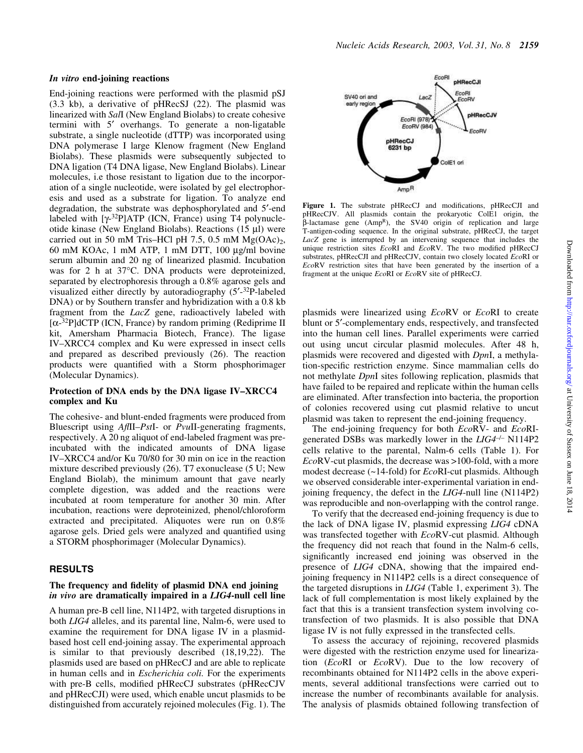### *In vitro* end-joining reactions

End-joining reactions were performed with the plasmid pSJ (3.3 kb), a derivative of pHRecSJ (22). The plasmid was linearized with *Sal*I (New England Biolabs) to create cohesive termini with 5′ overhangs. To generate a non-ligatable substrate, a single nucleotide (dTTP) was incorporated using DNA polymerase I large Klenow fragment (New England Biolabs). These plasmids were subsequently subjected to DNA ligation (T4 DNA ligase, New England Biolabs). Linear molecules, i.e those resistant to ligation due to the incorporation of a single nucleotide, were isolated by gel electrophoresis and used as a substrate for ligation. To analyze end degradation, the substrate was dephosphorylated and 5′-end labeled with [γ-$^{32}$P]ATP (ICN, France) using T4 polynucleotide kinase (New England Biolabs). Reactions (15 µl) were carried out in 50 mM Tris–HCl pH 7.5, 0.5 mM $Mg(OAc)_2$, 60 mM KOAc, 1 mM ATP, 1 mM DTT, 100 µg/ml bovine serum albumin and 20 ng of linearized plasmid. Incubation was for 2 h at 37°C. DNA products were deproteinized, separated by electrophoresis through a 0.8% agarose gels and visualized either directly by autoradiography (5′-$^{32}$P-labeled DNA) or by Southern transfer and hybridization with a 0.8 kb fragment from the *LacZ* gene, radioactively labeled with [α-$^{32}$P]dCTP (ICN, France) by random priming (Rediprime II kit, Amersham Pharmacia Biotech, France). The ligase IV–XRCC4 complex and Ku were expressed in insect cells and prepared as described previously (26). The reaction products were quantified with a Storm phosphorimager (Molecular Dynamics).

### Protection of DNA ends by the DNA ligase IV–XRCC4 complex and Ku

The cohesive- and blunt-ended fragments were produced from Bluescript using *Afl*II–*Pst*I- or *Pvu*II-generating fragments, respectively. A 20 ng aliquot of end-labeled fragment was preincubated with the indicated amounts of DNA ligase IV–XRCC4 and/or Ku 70/80 for 30 min on ice in the reaction mixture described previously (26). T7 exonuclease (5 U; New England Biolab), the minimum amount that gave nearly complete digestion, was added and the reactions were incubated at room temperature for another 30 min. After incubation, reactions were deproteinized, phenol/chloroform extracted and precipitated. Aliquotes were run on 0.8% agarose gels. Dried gels were analyzed and quantified using a STORM phosphorimager (Molecular Dynamics).

## RESULTS

### The frequency and fidelity of plasmid DNA end joining *in vivo* are dramatically impaired in a *LIG4*-null cell line

A human pre-B cell line, N114P2, with targeted disruptions in both *LIG4* alleles, and its parental line, Nalm-6, were used to examine the requirement for DNA ligase IV in a plasmid-based host cell end-joining assay. The experimental approach is similar to that previously described (18,19,22). The plasmids used are based on pHRecCJ and are able to replicate in human cells and in *Escherichia coli.* For the experiments with pre-B cells, modified pHRecCJ substrates (pHRecCJV and pHRecCJI) were used, which enable uncut plasmids to be distinguished from accurately rejoined molecules (Fig. 1). The

**Figure 1.** The substrate pHRecCJ and modifications, pHRecCJI and pHRecCJV. All plasmids contain the prokaryotic ColE1 origin, the β-lactamase gene (Amp$^R$), the SV40 origin of replication and large T-antigen-coding sequence. In the original substrate, pHRecCJ, the target *LacZ* gene is interrupted by an intervening sequence that includes the unique restriction sites *Eco*RI and *Eco*RV. The two modified pHRecCJ substrates, pHRecCJI and pHRecCJV, contain two closely located *Eco*RI or *Eco*RV restriction sites that have been generated by the insertion of a fragment at the unique *Eco*RI or *Eco*RV site of pHRecCJ.

plasmids were linearized using *Eco*RV or *Eco*RI to create blunt or 5′-complementary ends, respectively, and transfected into the human cell lines. Parallel experiments were carried out using uncut circular plasmid molecules. After 48 h, plasmids were recovered and digested with *Dpn*I, a methylation-specific restriction enzyme. Since mammalian cells do not methylate *Dpn*I sites following replication, plasmids that have failed to be repaired and replicate within the human cells are eliminated. After transfection into bacteria, the proportion of colonies recovered using cut plasmid relative to uncut plasmid was taken to represent the end-joining frequency.

The end-joining frequency for both *Eco*RV- and *Eco*RI-generated DSBs was markedly lower in the *LIG4*$^{-/-}$ N114P2 cells relative to the parental, Nalm-6 cells (Table 1). For *Eco*RV-cut plasmids, the decrease was >100-fold, with a more modest decrease (~14-fold) for *Eco*RI-cut plasmids. Although we observed considerable inter-experimental variation in end-joining frequency, the defect in the *LIG4*-null line (N114P2) was reproducible and non-overlapping with the control range.

To verify that the decreased end-joining frequency is due to the lack of DNA ligase IV, plasmid expressing *LIG4* cDNA was transfected together with *Eco*RV-cut plasmid. Although the frequency did not reach that found in the Nalm-6 cells, significantly increased end joining was observed in the presence of *LIG4* cDNA, showing that the impaired end-joining frequency in N114P2 cells is a direct consequence of the targeted disruptions in *LIG4* (Table 1, experiment 3). The lack of full complementation is most likely explained by the fact that this is a transient transfection system involving co-transfection of two plasmids. It is also possible that DNA ligase IV is not fully expressed in the transfected cells.

To assess the accuracy of rejoining, recovered plasmids were digested with the restriction enzyme used for linearization (*Eco*RI or *Eco*RV). Due to the low recovery of recombinants obtained for N114P2 cells in the above experiments, several additional transfections were carried out to increase the number of recombinants available for analysis. The analysis of plasmids obtained following transfection of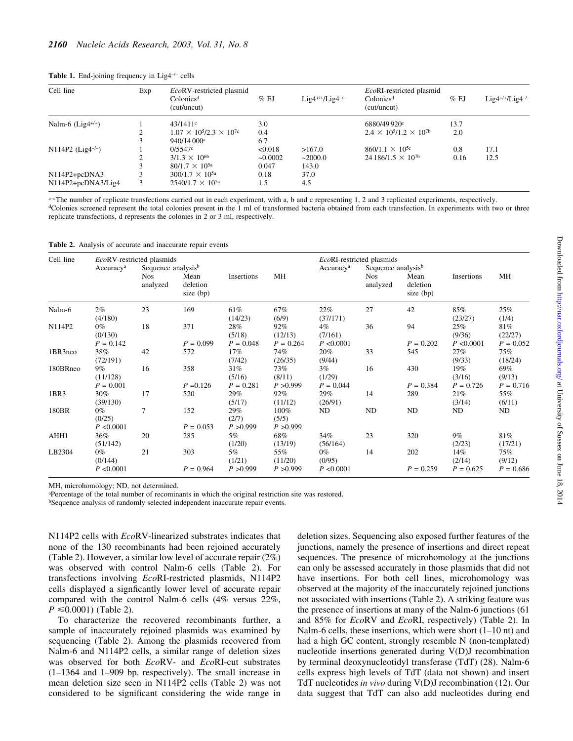**Table 1.** End-joining frequency in Lig4$^{-/-}$ cells

| Cell line | Exp | *Eco*RV-restricted plasmid Colonies[d] (cut/uncut) | % EJ | Lig4$^{+/+}$/Lig4$^{-/-}$ | *Eco*RI-restricted plasmid Colonies[d] (cut/uncut) | % EJ | Lig4$^{+/+}$/Lig4$^{-/-}$ |
|---|---|---|---|---|---|---|---|
| Nalm-6 (Lig4$^{+/+}$) | 1 | 43/1411[c] | 3.0 | | 6880/49 920[c] | 13.7 | |
| | 2 | $1.07 \times 10^5/2.3 \times 10^7$[c] | 0.4 | | $2.4 \times 10^5/1.2 \times 10^7$[b] | 2.0 | |
| | 3 | 940/14 000[a] | 6.7 | | | | |
| N114P2 (Lig4$^{-/-}$) | 1 | 0/5547[c] | <0.018 | >167.0 | 860/$1.1 \times 10^5$[c] | 0.8 | 17.1 |
| | 2 | 3/$1.3 \times 10^6$[b] | ~0.0002 | ~2000.0 | 24 186/$1.5 \times 10^7$[b] | 0.16 | 12.5 |
| | 3 | 80/$1.7 \times 10^5$[a] | 0.047 | 143.0 | | | |
| N114P2+pcDNA3 | 3 | 300/$1.7 \times 10^5$[a] | 0.18 | 37.0 | | | |
| N114P2+pcDNA3/Lig4 | 3 | 2540/$1.7 \times 10^5$[a] | 1.5 | 4.5 | | | |

[a–c]The number of replicate transfections carried out in each experiment, with a, b and c representing 1, 2 and 3 replicated experiments, respectively.
[d]Colonies screened represent the total colonies present in the 1 ml of transformed bacteria obtained from each transfection. In experiments with two or three replicate transfections, d represents the colonies in 2 or 3 ml, respectively.

**Table 2.** Analysis of accurate and inaccurate repair events

| Cell line | *Eco*RV-restricted plasmids Accuracy[a] | Sequence analysis[b] Nos analyzed | Mean deletion size (bp) | Insertions | MH | *Eco*RI-restricted plasmids Accuracy[a] | Sequence analysis[b] Nos analyzed | Mean deletion size (bp) | Insertions | MH |
|---|---|---|---|---|---|---|---|---|---|---|
| Nalm-6 | 2% (4/180) | 23 | 169 | 61% (14/23) | 67% (6/9) | 22% (37/171) | 27 | 42 | 85% (23/27) | 25% (1/4) |
| N114P2 | 0% (0/130) $P = 0.142$ | 18 | 371 $P = 0.099$ | 28% (5/18) $P = 0.048$ | 92% (12/13) $P = 0.264$ | 4% (7/161) $P < 0.0001$ | 36 | 94 $P = 0.202$ | 25% (9/36) $P < 0.0001$ | 81% (22/27) $P = 0.052$ |
| 1BR3neo | 38% (72/191) | 42 | 572 | 17% (7/42) | 74% (26/35) | 20% (9/44) | 33 | 545 | 27% (9/33) | 75% (18/24) |
| 180BRneo | 9% (11/128) $P = 0.001$ | 16 | 358 $P = 0.126$ | 31% (5/16) $P = 0.281$ | 73% (8/11) $P > 0.999$ | 3% (1/29) $P = 0.044$ | 16 | 430 $P = 0.384$ | 19% (3/16) $P = 0.726$ | 69% (9/13) $P = 0.716$ |
| 1BR3 | 30% (39/130) | 17 | 520 | 29% (5/17) | 92% (11/12) | 29% (26/91) | 14 | 289 | 21% (3/14) | 55% (6/11) |
| 180BR | 0% (0/25) $P < 0.0001$ | 7 | 152 $P = 0.053$ | 29% (2/7) $P > 0.999$ | 100% (5/5) $P > 0.999$ | ND | ND | ND | ND | ND |
| AHH1 | 36% (51/142) | 20 | 285 | 5% (1/20) | 68% (13/19) | 34% (56/164) | 23 | 320 | 9% (2/23) | 81% (17/21) |
| LB2304 | 0% (0/144) $P < 0.0001$ | 21 | 303 $P = 0.964$ | 5% (1/21) $P > 0.999$ | 55% (11/20) $P > 0.999$ | 0% (0/95) $P < 0.0001$ | 14 | 202 $P = 0.259$ | 14% (2/14) $P = 0.625$ | 75% (9/12) $P = 0.686$ |

MH, microhomology; ND, not determined.
[a]Percentage of the total number of recominants in which the original restriction site was restored.
[b]Sequence analysis of randomly selected independent inaccurate repair events.

N114P2 cells with *Eco*RV-linearized substrates indicates that none of the 130 recombinants had been rejoined accurately (Table 2). However, a similar low level of accurate repair (2%) was observed with control Nalm-6 cells (Table 2). For transfections involving *Eco*RI-restricted plasmids, N114P2 cells displayed a signficantly lower level of accurate repair compared with the control Nalm-6 cells (4% versus 22%, $P \leq 0.0001$) (Table 2).

To characterize the recovered recombinants further, a sample of inaccurately rejoined plasmids was examined by sequencing (Table 2). Among the plasmids recovered from Nalm-6 and N114P2 cells, a similar range of deletion sizes was observed for both *Eco*RV- and *Eco*RI-cut substrates (1–1364 and 1–909 bp, respectively). The small increase in mean deletion size seen in N114P2 cells (Table 2) was not considered to be significant considering the wide range in deletion sizes. Sequencing also exposed further features of the junctions, namely the presence of insertions and direct repeat sequences. The presence of microhomology at the junctions can only be assessed accurately in those plasmids that did not have insertions. For both cell lines, microhomology was observed at the majority of the inaccurately rejoined junctions not associated with insertions (Table 2). A striking feature was the presence of insertions at many of the Nalm-6 junctions (61 and 85% for *Eco*RV and *Eco*RI, respectively) (Table 2). In Nalm-6 cells, these insertions, which were short (1–10 nt) and had a high GC content, strongly resemble N (non-templated) nucleotide insertions generated during V(D)J recombination by terminal deoxynucleotidyl transferase (TdT) (28). Nalm-6 cells express high levels of TdT (data not shown) and insert TdT nucleotides *in vivo* during V(D)J recombination (12). Our data suggest that TdT can also add nucleotides during end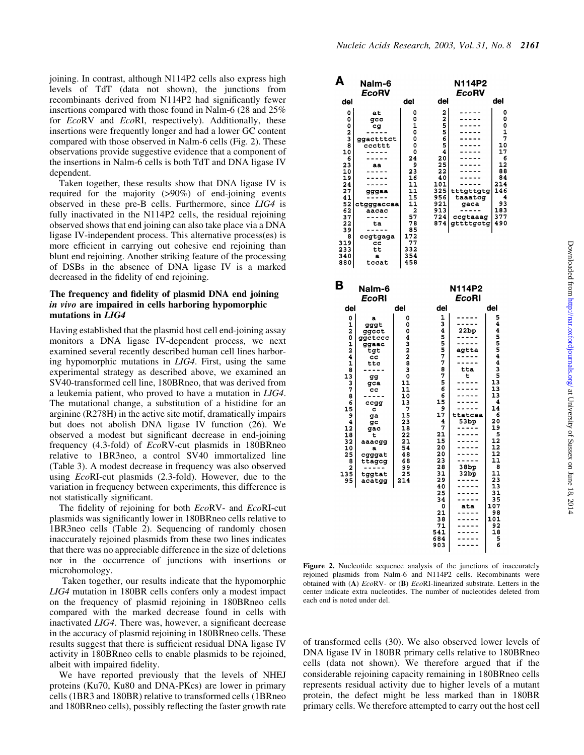joining. In contrast, although N114P2 cells also express high levels of TdT (data not shown), the junctions from recombinants derived from N114P2 had significantly fewer insertions compared with those found in Nalm-6 (28 and 25% for *Eco*RV and *Eco*RI, respectively). Additionally, these insertions were frequently longer and had a lower GC content compared with those observed in Nalm-6 cells (Fig. 2). These observations provide suggestive evidence that a component of the insertions in Nalm-6 cells is both TdT and DNA ligase IV dependent.

Taken together, these results show that DNA ligase IV is required for the majority (>90%) of end-joining events observed in these pre-B cells. Furthermore, since *LIG4* is fully inactivated in the N114P2 cells, the residual rejoining observed shows that end joining can also take place via a DNA ligase IV-independent process. This alternative process(es) is more efficient in carrying out cohesive end rejoining than blunt end rejoining. Another striking feature of the processing of DSBs in the absence of DNA ligase IV is a marked decreased in the fidelity of end rejoining.

### The frequency and fidelity of plasmid DNA end joining *in vivo* are impaired in cells harboring hypomorphic mutations in *LIG4*

Having established that the plasmid host cell end-joining assay monitors a DNA ligase IV-dependent process, we next examined several recently described human cell lines harboring hypomorphic mutations in *LIG4*. First, using the same experimental strategy as described above, we examined an SV40-transformed cell line, 180BRneo, that was derived from a leukemia patient, who proved to have a mutation in *LIG4*. The mutational change, a substitution of a histidine for an arginine (R278H) in the active site motif, dramatically impairs but does not abolish DNA ligase IV function (26). We observed a modest but significant decrease in end-joining frequency (4.3-fold) of *Eco*RV-cut plasmids in 180BRneo relative to 1BR3neo, a control SV40 immortalized line (Table 3). A modest decrease in frequency was also observed using *Eco*RI-cut plasmids (2.3-fold). However, due to the variation in frequency between experiments, this difference is not statistically significant.

The fidelity of rejoining for both *Eco*RV- and *Eco*RI-cut plasmids was significantly lower in 180BRneo cells relative to 1BR3neo cells (Table 2). Sequencing of randomly chosen inaccurately rejoined plasmids from these two lines indicates that there was no appreciable difference in the size of deletions nor in the occurrence of junctions with insertions or microhomology.

Taken together, our results indicate that the hypomorphic *LIG4* mutation in 180BR cells confers only a modest impact on the frequency of plasmid rejoining in 180BRneo cells compared with the marked decrease found in cells with inactivated *LIG4*. There was, however, a significant decrease in the accuracy of plasmid rejoining in 180BRneo cells. These results suggest that there is sufficient residual DNA ligase IV activity in 180BRneo cells to enable plasmids to be rejoined, albeit with impaired fidelity.

We have reported previously that the levels of NHEJ proteins (Ku70, Ku80 and DNA-PKcs) are lower in primary cells (1BR3 and 180BR) relative to transformed cells (1BRneo and 180BRneo cells), possibly reflecting the faster growth rate

**A**

| Nalm-6 *Eco*RV del | | del | N114P2 *Eco*RV del | | del |
|---|---|---|---|---|---|
| 0 | at | 0 | 2 | ----- | 0 |
| 0 | gcc | 0 | 2 | ----- | 0 |
| 0 | cg | 1 | 5 | ----- | 0 |
| 2 | ----- | 0 | 5 | ----- | 1 |
| 3 | ggactttct | 0 | 6 | ----- | 7 |
| 8 | cccttt | 0 | 5 | ----- | 10 |
| 10 | ----- | 0 | 4 | ----- | 17 |
| 6 | ----- | 24 | 20 | ----- | 6 |
| 23 | aa | 9 | 25 | ----- | 12 |
| 10 | ----- | 23 | 22 | ----- | 88 |
| 19 | ----- | 16 | 40 | ----- | 84 |
| 24 | ----- | 11 | 101 | ----- | 214 |
| 27 | gggaa | 11 | 325 | tttgttgtg | 146 |
| 41 | ----- | 15 | 956 | taaatcg | 4 |
| 52 | ctgggaccaa | 11 | 921 | gaca | 93 |
| 62 | aacac | 2 | 913 | ----- | 183 |
| 37 | ----- | 57 | 724 | ccgtaaag | 377 |
| 22 | ta | 78 | 874 | gttttgctg | 490 |
| 39 | ----- | 85 | | | |
| 8 | ccgtgaga | 172 | | | |
| 319 | cc | 77 | | | |
| 233 | tt | 332 | | | |
| 340 | a | 354 | | | |
| 880 | tccat | 458 | | | |

**B**

| Nalm-6 *Eco*RI del | | del | N114P2 *Eco*RI del | | del |
|---|---|---|---|---|---|
| 0 | a | 0 | 1 | ----- | 5 |
| 1 | gggt | 0 | 3 | ----- | 4 |
| 2 | ggcct | 0 | 4 | 22bp | 4 |
| 0 | ggctccc | 4 | 5 | ----- | 5 |
| 1 | ggaac | 3 | 5 | ----- | 5 |
| 2 | tgt | 2 | 5 | agtta | 5 |
| 4 | cc | 2 | 7 | ----- | 4 |
| 1 | ttc | 8 | 7 | ----- | 4 |
| 8 | ----- | 3 | 8 | tta | 3 |
| 13 | gg | 0 | 7 | t | 5 |
| 3 | gca | 11 | 5 | ----- | 13 |
| 7 | cc | 11 | 6 | ----- | 13 |
| 8 | ----- | 10 | 6 | ----- | 13 |
| 6 | ccgg | 13 | 15 | ----- | 4 |
| 15 | c | 7 | 9 | ----- | 14 |
| 9 | ga | 15 | 17 | ttatcaa | 6 |
| 4 | gc | 23 | 4 | 53bp | 20 |
| 12 | gac | 18 | 7 | ----- | 19 |
| 18 | t | 22 | 21 | ----- | 5 |
| 32 | aaacgg | 21 | 15 | ----- | 12 |
| 10 | a | 54 | 20 | ----- | 12 |
| 25 | cgggat | 48 | 20 | ----- | 12 |
| 8 | ttagcg | 68 | 23 | ----- | 11 |
| 2 | ----- | 99 | 28 | 38bp | 8 |
| 135 | tggtat | 25 | 31 | 32bp | 11 |
| 95 | acatgg | 214 | 29 | ----- | 23 |
| | | | 40 | ----- | 13 |
| | | | 25 | ----- | 31 |
| | | | 34 | ----- | 35 |
| | | | 0 | ata | 107 |
| | | | 21 | ----- | 98 |
| | | | 38 | ----- | 101 |
| | | | 71 | ----- | 92 |
| | | | 541 | ----- | 18 |
| | | | 684 | ----- | 5 |
| | | | 903 | ----- | 6 |

**Figure 2.** Nucleotide sequence analysis of the junctions of inaccurately rejoined plasmids from Nalm-6 and N114P2 cells. Recombinants were obtained with (**A**) *Eco*RV- or (**B**) *Eco*RI-linearized substrate. Letters in the center indicate extra nucleotides. The number of nucleotides deleted from each end is noted under del.

of transformed cells (30). We also observed lower levels of DNA ligase IV in 180BR primary cells relative to 180BRneo cells (data not shown). We therefore argued that if the considerable rejoining capacity remaining in 180BRneo cells represents residual activity due to higher levels of a mutant protein, the defect might be less marked than in 180BR primary cells. We therefore attempted to carry out the host cell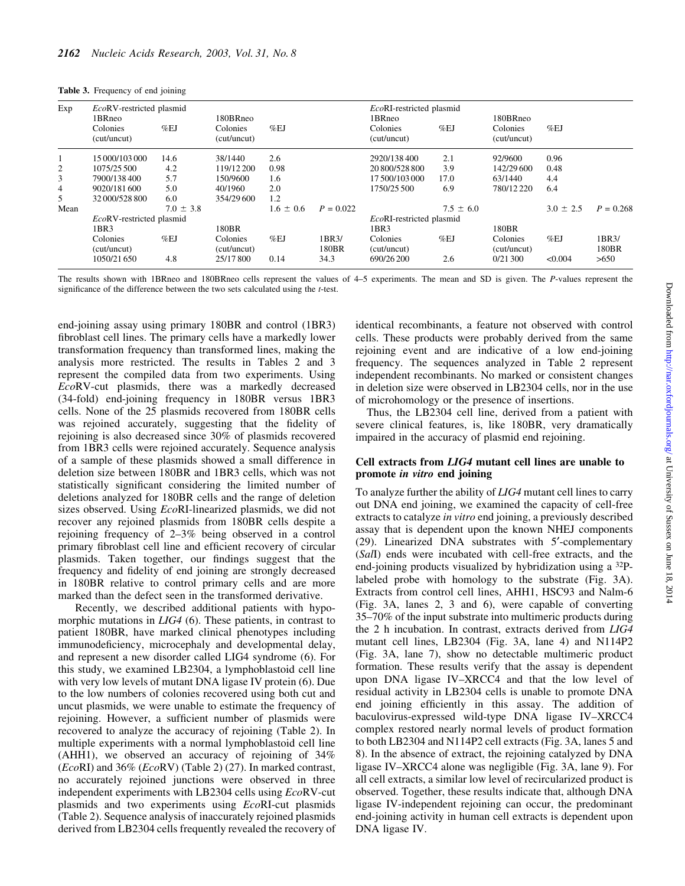**Table 3.** Frequency of end joining

| Exp | *Eco*RV-restricted plasmid | | | | | *Eco*RI-restricted plasmid | | | | |
|---|---|---|---|---|---|---|---|---|---|---|
| | 1BRneo | | 180BRneo | | | 1BRneo | | 180BRneo | | |
| | Colonies (cut/uncut) | %EJ | Colonies (cut/uncut) | %EJ | | Colonies (cut/uncut) | %EJ | Colonies (cut/uncut) | %EJ | |
| 1 | 15 000/103 000 | 14.6 | 38/1440 | 2.6 | | 2920/138 400 | 2.1 | 92/9600 | 0.96 | |
| 2 | 1075/25 500 | 4.2 | 119/12 200 | 0.98 | | 20 800/528 800 | 3.9 | 142/29 600 | 0.48 | |
| 3 | 7900/138 400 | 5.7 | 150/9600 | 1.6 | | 17 500/103 000 | 17.0 | 63/1440 | 4.4 | |
| 4 | 9020/181 600 | 5.0 | 40/1960 | 2.0 | | 1750/25 500 | 6.9 | 780/12 220 | 6.4 | |
| 5 | 32 000/528 800 | 6.0 | 354/29 600 | 1.2 | | | | | | |
| Mean | | 7.0 ± 3.8 | | 1.6 ± 0.6 | $P = 0.022$ | | 7.5 ± 6.0 | | 3.0 ± 2.5 | $P = 0.268$ |
| | *Eco*RV-restricted plasmid | | | | | *Eco*RI-restricted plasmid | | | | |
| | 1BR3 | | 180BR | | | 1BR3 | | 180BR | | |
| | Colonies (cut/uncut) | %EJ | Colonies (cut/uncut) | %EJ | 1BR3/ 180BR | Colonies (cut/uncut) | %EJ | Colonies (cut/uncut) | %EJ | 1BR3/ 180BR |
| | 1050/21 650 | 4.8 | 25/17 800 | 0.14 | 34.3 | 690/26 200 | 2.6 | 0/21 300 | <0.004 | >650 |

The results shown with 1BRneo and 180BRneo cells represent the values of 4–5 experiments. The mean and SD is given. The *P*-values represent the significance of the difference between the two sets calculated using the *t*-test.

end-joining assay using primary 180BR and control (1BR3) fibroblast cell lines. The primary cells have a markedly lower transformation frequency than transformed lines, making the analysis more restricted. The results in Tables 2 and 3 represent the compiled data from two experiments. Using *Eco*RV-cut plasmids, there was a markedly decreased (34-fold) end-joining frequency in 180BR versus 1BR3 cells. None of the 25 plasmids recovered from 180BR cells was rejoined accurately, suggesting that the fidelity of rejoining is also decreased since 30% of plasmids recovered from 1BR3 cells were rejoined accurately. Sequence analysis of a sample of these plasmids showed a small difference in deletion size between 180BR and 1BR3 cells, which was not statistically significant considering the limited number of deletions analyzed for 180BR cells and the range of deletion sizes observed. Using *Eco*RI-linearized plasmids, we did not recover any rejoined plasmids from 180BR cells despite a rejoining frequency of 2–3% being observed in a control primary fibroblast cell line and efficient recovery of circular plasmids. Taken together, our findings suggest that the frequency and fidelity of end joining are strongly decreased in 180BR relative to control primary cells and are more marked than the defect seen in the transformed derivative.

Recently, we described additional patients with hypomorphic mutations in *LIG4* (6). These patients, in contrast to patient 180BR, have marked clinical phenotypes including immunodeficiency, microcephaly and developmental delay, and represent a new disorder called LIG4 syndrome (6). For this study, we examined LB2304, a lymphoblastoid cell line with very low levels of mutant DNA ligase IV protein (6). Due to the low numbers of colonies recovered using both cut and uncut plasmids, we were unable to estimate the frequency of rejoining. However, a sufficient number of plasmids were recovered to analyze the accuracy of rejoining (Table 2). In multiple experiments with a normal lymphoblastoid cell line (AHH1), we observed an accuracy of rejoining of 34% (*Eco*RI) and 36% (*Eco*RV) (Table 2) (27). In marked contrast, no accurately rejoined junctions were observed in three independent experiments with LB2304 cells using *Eco*RV-cut plasmids and two experiments using *Eco*RI-cut plasmids (Table 2). Sequence analysis of inaccurately rejoined plasmids derived from LB2304 cells frequently revealed the recovery of identical recombinants, a feature not observed with control cells. These products were probably derived from the same rejoining event and are indicative of a low end-joining frequency. The sequences analyzed in Table 2 represent independent recombinants. No marked or consistent changes in deletion size were observed in LB2304 cells, nor in the use of microhomology or the presence of insertions.

Thus, the LB2304 cell line, derived from a patient with severe clinical features, is, like 180BR, very dramatically impaired in the accuracy of plasmid end rejoining.

### Cell extracts from *LIG4* mutant cell lines are unable to promote *in vitro* end joining

To analyze further the ability of *LIG4* mutant cell lines to carry out DNA end joining, we examined the capacity of cell-free extracts to catalyze *in vitro* end joining, a previously described assay that is dependent upon the known NHEJ components (29). Linearized DNA substrates with 5′-complementary (*Sal*I) ends were incubated with cell-free extracts, and the end-joining products visualized by hybridization using a $^{32}$P-labeled probe with homology to the substrate (Fig. 3A). Extracts from control cell lines, AHH1, HSC93 and Nalm-6 (Fig. 3A, lanes 2, 3 and 6), were capable of converting 35–70% of the input substrate into multimeric products during the 2 h incubation. In contrast, extracts derived from *LIG4* mutant cell lines, LB2304 (Fig. 3A, lane 4) and N114P2 (Fig. 3A, lane 7), show no detectable multimeric product formation. These results verify that the assay is dependent upon DNA ligase IV–XRCC4 and that the low level of residual activity in LB2304 cells is unable to promote DNA end joining efficiently in this assay. The addition of baculovirus-expressed wild-type DNA ligase IV–XRCC4 complex restored nearly normal levels of product formation to both LB2304 and N114P2 cell extracts (Fig. 3A, lanes 5 and 8). In the absence of extract, the rejoining catalyzed by DNA ligase IV–XRCC4 alone was negligible (Fig. 3A, lane 9). For all cell extracts, a similar low level of recircularized product is observed. Together, these results indicate that, although DNA ligase IV-independent rejoining can occur, the predominant end-joining activity in human cell extracts is dependent upon DNA ligase IV.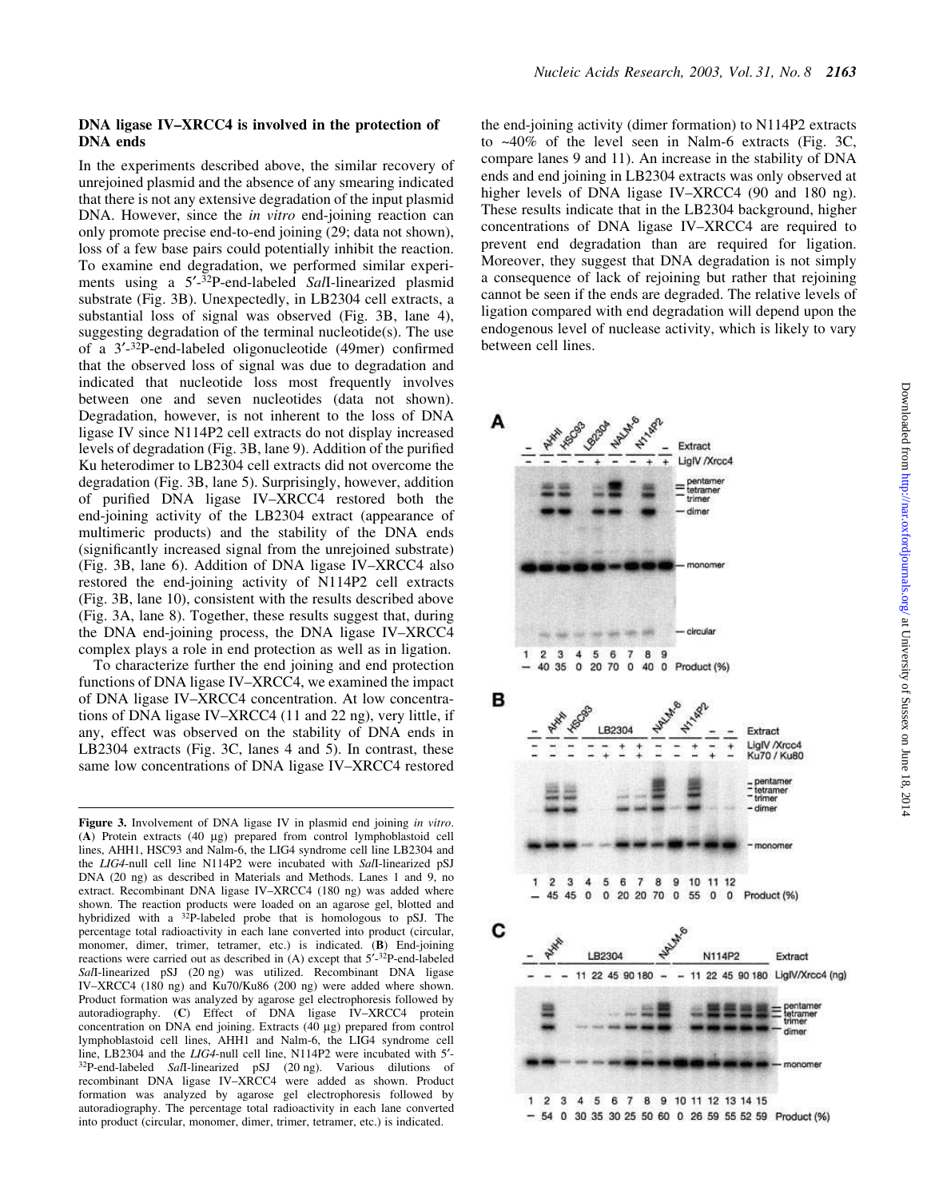### DNA ligase IV–XRCC4 is involved in the protection of DNA ends

In the experiments described above, the similar recovery of unrejoined plasmid and the absence of any smearing indicated that there is not any extensive degradation of the input plasmid DNA. However, since the *in vitro* end-joining reaction can only promote precise end-to-end joining (29; data not shown), loss of a few base pairs could potentially inhibit the reaction. To examine end degradation, we performed similar experiments using a 5′-$^{32}$P-end-labeled *Sal*I-linearized plasmid substrate (Fig. 3B). Unexpectedly, in LB2304 cell extracts, a substantial loss of signal was observed (Fig. 3B, lane 4), suggesting degradation of the terminal nucleotide(s). The use of a 3′-$^{32}$P-end-labeled oligonucleotide (49mer) confirmed that the observed loss of signal was due to degradation and indicated that nucleotide loss most frequently involves between one and seven nucleotides (data not shown). Degradation, however, is not inherent to the loss of DNA ligase IV since N114P2 cell extracts do not display increased levels of degradation (Fig. 3B, lane 9). Addition of the purified Ku heterodimer to LB2304 cell extracts did not overcome the degradation (Fig. 3B, lane 5). Surprisingly, however, addition of purified DNA ligase IV–XRCC4 restored both the end-joining activity of the LB2304 extract (appearance of multimeric products) and the stability of the DNA ends (significantly increased signal from the unrejoined substrate) (Fig. 3B, lane 6). Addition of DNA ligase IV–XRCC4 also restored the end-joining activity of N114P2 cell extracts (Fig. 3B, lane 10), consistent with the results described above (Fig. 3A, lane 8). Together, these results suggest that, during the DNA end-joining process, the DNA ligase IV–XRCC4 complex plays a role in end protection as well as in ligation.

To characterize further the end joining and end protection functions of DNA ligase IV–XRCC4, we examined the impact of DNA ligase IV–XRCC4 concentration. At low concentrations of DNA ligase IV–XRCC4 (11 and 22 ng), very little, if any, effect was observed on the stability of DNA ends in LB2304 extracts (Fig. 3C, lanes 4 and 5). In contrast, these same low concentrations of DNA ligase IV–XRCC4 restored the end-joining activity (dimer formation) to N114P2 extracts to ~40% of the level seen in Nalm-6 extracts (Fig. 3C, compare lanes 9 and 11). An increase in the stability of DNA ends and end joining in LB2304 extracts was only observed at higher levels of DNA ligase IV–XRCC4 (90 and 180 ng). These results indicate that in the LB2304 background, higher concentrations of DNA ligase IV–XRCC4 are required to prevent end degradation than are required for ligation. Moreover, they suggest that DNA degradation is not simply a consequence of lack of rejoining but rather that rejoining cannot be seen if the ends are degraded. The relative levels of ligation compared with end degradation will depend upon the endogenous level of nuclease activity, which is likely to vary between cell lines.

**Figure 3.** Involvement of DNA ligase IV in plasmid end joining *in vitro*. (**A**) Protein extracts (40 µg) prepared from control lymphoblastoid cell lines, AHH1, HSC93 and Nalm-6, the LIG4 syndrome cell line LB2304 and the *LIG4*-null cell line N114P2 were incubated with *Sal*I-linearized pSJ DNA (20 ng) as described in Materials and Methods. Lanes 1 and 9, no extract. Recombinant DNA ligase IV–XRCC4 (180 ng) was added where shown. The reaction products were loaded on an agarose gel, blotted and hybridized with a $^{32}$P-labeled probe that is homologous to pSJ. The percentage total radioactivity in each lane converted into product (circular, monomer, dimer, trimer, tetramer, etc.) is indicated. (**B**) End-joining reactions were carried out as described in (A) except that 5′-$^{32}$P-end-labeled *Sal*I-linearized pSJ (20 ng) was utilized. Recombinant DNA ligase IV–XRCC4 (180 ng) and Ku70/Ku86 (200 ng) were added where shown. Product formation was analyzed by agarose gel electrophoresis followed by autoradiography. (**C**) Effect of DNA ligase IV–XRCC4 protein concentration on DNA end joining. Extracts (40 µg) prepared from control lymphoblastoid cell lines, AHH1 and Nalm-6, the LIG4 syndrome cell line, LB2304 and the *LIG4*-null cell line, N114P2 were incubated with 5′-$^{32}$P-end-labeled *Sal*I-linearized pSJ (20 ng). Various dilutions of recombinant DNA ligase IV–XRCC4 were added as shown. Product formation was analyzed by agarose gel electrophoresis followed by autoradiography. The percentage total radioactivity in each lane converted into product (circular, monomer, dimer, trimer, tetramer, etc.) is indicated.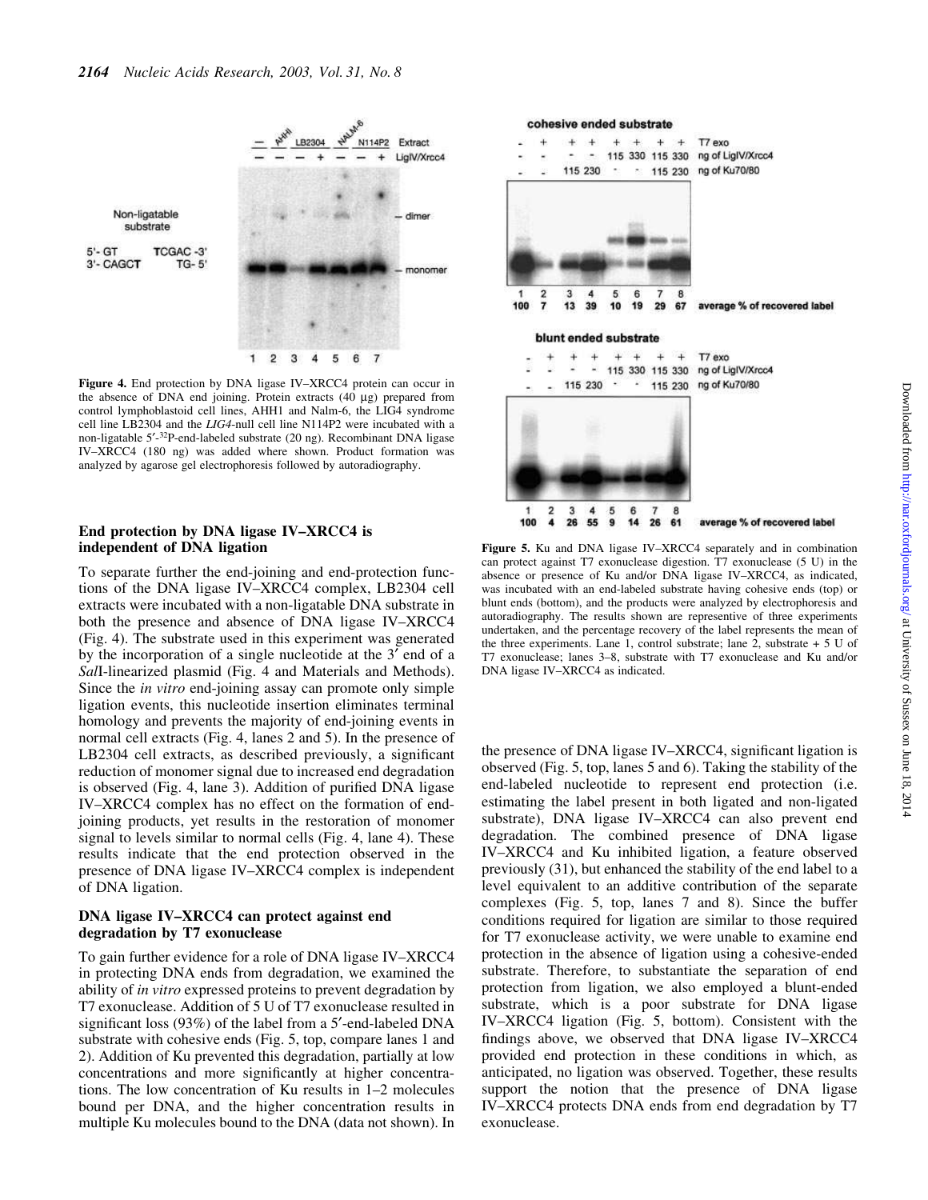**Figure 4.** End protection by DNA ligase IV–XRCC4 protein can occur in the absence of DNA end joining. Protein extracts (40 µg) prepared from control lymphoblastoid cell lines, AHH1 and Nalm-6, the LIG4 syndrome cell line LB2304 and the *LIG4*-null cell line N114P2 were incubated with a non-ligatable 5′-$^{32}$P-end-labeled substrate (20 ng). Recombinant DNA ligase IV–XRCC4 (180 ng) was added where shown. Product formation was analyzed by agarose gel electrophoresis followed by autoradiography.

### End protection by DNA ligase IV–XRCC4 is independent of DNA ligation

To separate further the end-joining and end-protection functions of the DNA ligase IV–XRCC4 complex, LB2304 cell extracts were incubated with a non-ligatable DNA substrate in both the presence and absence of DNA ligase IV–XRCC4 (Fig. 4). The substrate used in this experiment was generated by the incorporation of a single nucleotide at the 3′ end of a *Sal*I-linearized plasmid (Fig. 4 and Materials and Methods). Since the *in vitro* end-joining assay can promote only simple ligation events, this nucleotide insertion eliminates terminal homology and prevents the majority of end-joining events in normal cell extracts (Fig. 4, lanes 2 and 5). In the presence of LB2304 cell extracts, as described previously, a significant reduction of monomer signal due to increased end degradation is observed (Fig. 4, lane 3). Addition of purified DNA ligase IV–XRCC4 complex has no effect on the formation of end-joining products, yet results in the restoration of monomer signal to levels similar to normal cells (Fig. 4, lane 4). These results indicate that the end protection observed in the presence of DNA ligase IV–XRCC4 complex is independent of DNA ligation.

### DNA ligase IV–XRCC4 can protect against end degradation by T7 exonuclease

To gain further evidence for a role of DNA ligase IV–XRCC4 in protecting DNA ends from degradation, we examined the ability of *in vitro* expressed proteins to prevent degradation by T7 exonuclease. Addition of 5 U of T7 exonuclease resulted in significant loss (93%) of the label from a 5′-end-labeled DNA substrate with cohesive ends (Fig. 5, top, compare lanes 1 and 2). Addition of Ku prevented this degradation, partially at low concentrations and more significantly at higher concentrations. The low concentration of Ku results in 1–2 molecules bound per DNA, and the higher concentration results in multiple Ku molecules bound to the DNA (data not shown). In the presence of DNA ligase IV–XRCC4, significant ligation is observed (Fig. 5, top, lanes 5 and 6). Taking the stability of the end-labeled nucleotide to represent end protection (i.e. estimating the label present in both ligated and non-ligated substrate), DNA ligase IV–XRCC4 can also prevent end degradation. The combined presence of DNA ligase IV–XRCC4 and Ku inhibited ligation, a feature observed previously (31), but enhanced the stability of the end label to a level equivalent to an additive contribution of the separate complexes (Fig. 5, top, lanes 7 and 8). Since the buffer conditions required for ligation are similar to those required for T7 exonuclease activity, we were unable to examine end protection in the absence of ligation using a cohesive-ended substrate. Therefore, to substantiate the separation of end protection from ligation, we also employed a blunt-ended substrate, which is a poor substrate for DNA ligase IV–XRCC4 ligation (Fig. 5, bottom). Consistent with the findings above, we observed that DNA ligase IV–XRCC4 provided end protection in these conditions in which, as anticipated, no ligation was observed. Together, these results support the notion that the presence of DNA ligase IV–XRCC4 protects DNA ends from end degradation by T7 exonuclease.

**Figure 5.** Ku and DNA ligase IV–XRCC4 separately and in combination can protect against T7 exonuclease digestion. T7 exonuclease (5 U) in the absence or presence of Ku and/or DNA ligase IV–XRCC4, as indicated, was incubated with an end-labeled substrate having cohesive ends (top) or blunt ends (bottom), and the products were analyzed by electrophoresis and autoradiography. The results shown are representative of three experiments undertaken, and the percentage recovery of the label represents the mean of the three experiments. Lane 1, control substrate; lane 2, substrate + 5 U of T7 exonuclease; lanes 3–8, substrate with T7 exonuclease and Ku and/or DNA ligase IV–XRCC4 as indicated.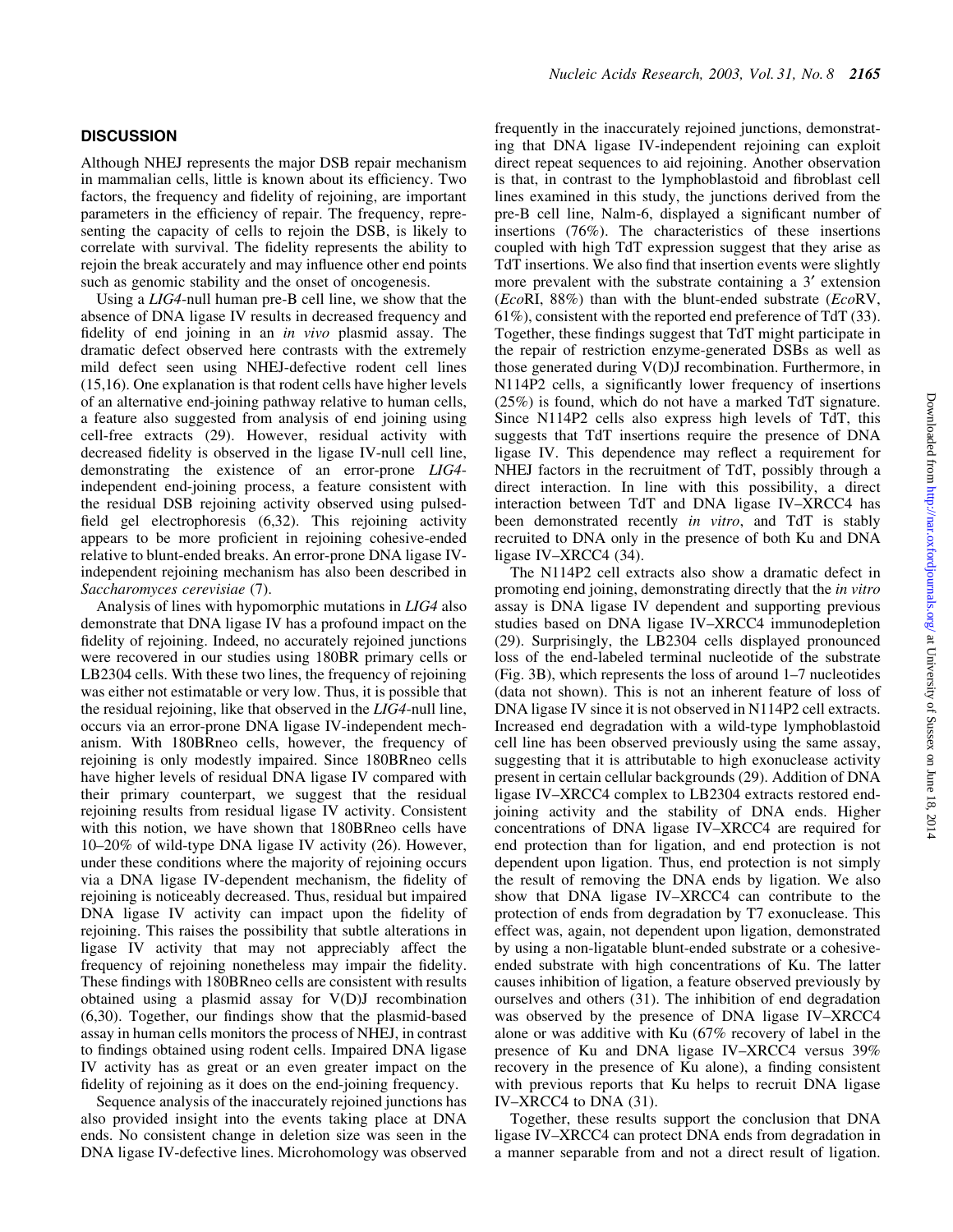## DISCUSSION

Although NHEJ represents the major DSB repair mechanism in mammalian cells, little is known about its efficiency. Two factors, the frequency and fidelity of rejoining, are important parameters in the efficiency of repair. The frequency, representing the capacity of cells to rejoin the DSB, is likely to correlate with survival. The fidelity represents the ability to rejoin the break accurately and may influence other end points such as genomic stability and the onset of oncogenesis.

Using a *LIG4*-null human pre-B cell line, we show that the absence of DNA ligase IV results in decreased frequency and fidelity of end joining in an *in vivo* plasmid assay. The dramatic defect observed here contrasts with the extremely mild defect seen using NHEJ-defective rodent cell lines (15,16). One explanation is that rodent cells have higher levels of an alternative end-joining pathway relative to human cells, a feature also suggested from analysis of end joining using cell-free extracts (29). However, residual activity with decreased fidelity is observed in the ligase IV-null cell line, demonstrating the existence of an error-prone *LIG4*-independent end-joining process, a feature consistent with the residual DSB rejoining activity observed using pulsed-field gel electrophoresis (6,32). This rejoining activity appears to be more proficient in rejoining cohesive-ended relative to blunt-ended breaks. An error-prone DNA ligase IV-independent rejoining mechanism has also been described in *Saccharomyces cerevisiae* (7).

Analysis of lines with hypomorphic mutations in *LIG4* also demonstrate that DNA ligase IV has a profound impact on the fidelity of rejoining. Indeed, no accurately rejoined junctions were recovered in our studies using 180BR primary cells or LB2304 cells. With these two lines, the frequency of rejoining was either not estimatable or very low. Thus, it is possible that the residual rejoining, like that observed in the *LIG4*-null line, occurs via an error-prone DNA ligase IV-independent mechanism. With 180BRneo cells, however, the frequency of rejoining is only modestly impaired. Since 180BRneo cells have higher levels of residual DNA ligase IV compared with their primary counterpart, we suggest that the residual rejoining results from residual ligase IV activity. Consistent with this notion, we have shown that 180BRneo cells have 10–20% of wild-type DNA ligase IV activity (26). However, under these conditions where the majority of rejoining occurs via a DNA ligase IV-dependent mechanism, the fidelity of rejoining is noticeably decreased. Thus, residual but impaired DNA ligase IV activity can impact upon the fidelity of rejoining. This raises the possibility that subtle alterations in ligase IV activity that may not appreciably affect the frequency of rejoining nonetheless may impair the fidelity. These findings with 180BRneo cells are consistent with results obtained using a plasmid assay for V(D)J recombination (6,30). Together, our findings show that the plasmid-based assay in human cells monitors the process of NHEJ, in contrast to findings obtained using rodent cells. Impaired DNA ligase IV activity has as great or an even greater impact on the fidelity of rejoining as it does on the end-joining frequency.

Sequence analysis of the inaccurately rejoined junctions has also provided insight into the events taking place at DNA ends. No consistent change in deletion size was seen in the DNA ligase IV-defective lines. Microhomology was observed frequently in the inaccurately rejoined junctions, demonstrating that DNA ligase IV-independent rejoining can exploit direct repeat sequences to aid rejoining. Another observation is that, in contrast to the lymphoblastoid and fibroblast cell lines examined in this study, the junctions derived from the pre-B cell line, Nalm-6, displayed a significant number of insertions (76%). The characteristics of these insertions coupled with high TdT expression suggest that they arise as TdT insertions. We also find that insertion events were slightly more prevalent with the substrate containing a 3′ extension (*Eco*RI, 88%) than with the blunt-ended substrate (*Eco*RV, 61%), consistent with the reported end preference of TdT (33). Together, these findings suggest that TdT might participate in the repair of restriction enzyme-generated DSBs as well as those generated during V(D)J recombination. Furthermore, in N114P2 cells, a significantly lower frequency of insertions (25%) is found, which do not have a marked TdT signature. Since N114P2 cells also express high levels of TdT, this suggests that TdT insertions require the presence of DNA ligase IV. This dependence may reflect a requirement for NHEJ factors in the recruitment of TdT, possibly through a direct interaction. In line with this possibility, a direct interaction between TdT and DNA ligase IV–XRCC4 has been demonstrated recently *in vitro*, and TdT is stably recruited to DNA only in the presence of both Ku and DNA ligase IV–XRCC4 (34).

The N114P2 cell extracts also show a dramatic defect in promoting end joining, demonstrating directly that the *in vitro* assay is DNA ligase IV dependent and supporting previous studies based on DNA ligase IV–XRCC4 immunodepletion (29). Surprisingly, the LB2304 cells displayed pronounced loss of the end-labeled terminal nucleotide of the substrate (Fig. 3B), which represents the loss of around 1–7 nucleotides (data not shown). This is not an inherent feature of loss of DNA ligase IV since it is not observed in N114P2 cell extracts. Increased end degradation with a wild-type lymphoblastoid cell line has been observed previously using the same assay, suggesting that it is attributable to high exonuclease activity present in certain cellular backgrounds (29). Addition of DNA ligase IV–XRCC4 complex to LB2304 extracts restored end-joining activity and the stability of DNA ends. Higher concentrations of DNA ligase IV–XRCC4 are required for end protection than for ligation, and end protection is not dependent upon ligation. Thus, end protection is not simply the result of removing the DNA ends by ligation. We also show that DNA ligase IV–XRCC4 can contribute to the protection of ends from degradation by T7 exonuclease. This effect was, again, not dependent upon ligation, demonstrated by using a non-ligatable blunt-ended substrate or a cohesive-ended substrate with high concentrations of Ku. The latter causes inhibition of ligation, a feature observed previously by ourselves and others (31). The inhibition of end degradation was observed by the presence of DNA ligase IV–XRCC4 alone or was additive with Ku (67% recovery of label in the presence of Ku and DNA ligase IV–XRCC4 versus 39% recovery in the presence of Ku alone), a finding consistent with previous reports that Ku helps to recruit DNA ligase IV–XRCC4 to DNA (31).

Together, these results support the conclusion that DNA ligase IV–XRCC4 can protect DNA ends from degradation in a manner separable from and not a direct result of ligation.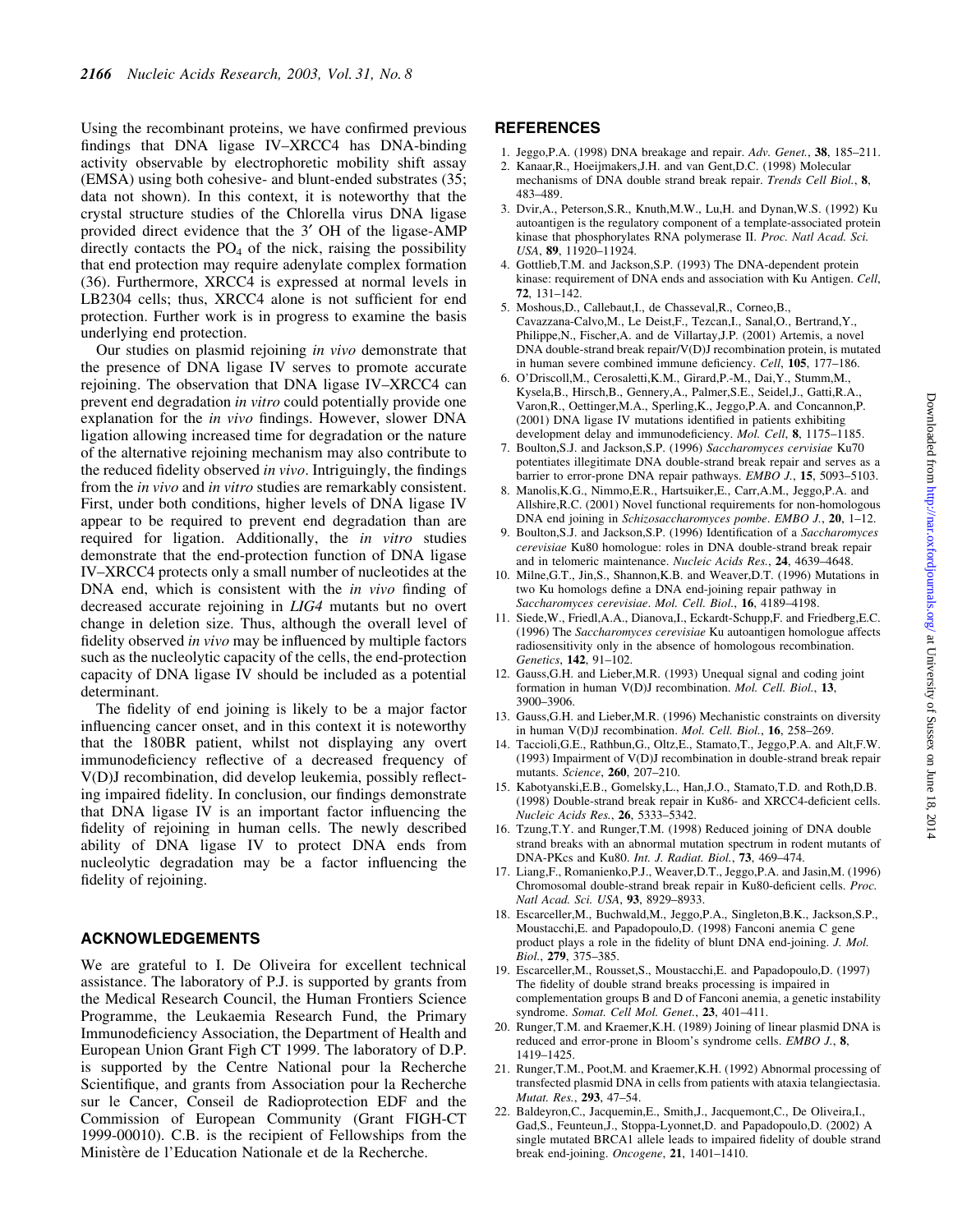Using the recombinant proteins, we have confirmed previous findings that DNA ligase IV–XRCC4 has DNA-binding activity observable by electrophoretic mobility shift assay (EMSA) using both cohesive- and blunt-ended substrates (35; data not shown). In this context, it is noteworthy that the crystal structure studies of the Chlorella virus DNA ligase provided direct evidence that the 3′ OH of the ligase-AMP directly contacts the $PO_4$ of the nick, raising the possibility that end protection may require adenylate complex formation (36). Furthermore, XRCC4 is expressed at normal levels in LB2304 cells; thus, XRCC4 alone is not sufficient for end protection. Further work is in progress to examine the basis underlying end protection.

Our studies on plasmid rejoining *in vivo* demonstrate that the presence of DNA ligase IV serves to promote accurate rejoining. The observation that DNA ligase IV–XRCC4 can prevent end degradation *in vitro* could potentially provide one explanation for the *in vivo* findings. However, slower DNA ligation allowing increased time for degradation or the nature of the alternative rejoining mechanism may also contribute to the reduced fidelity observed *in vivo*. Intriguingly, the findings from the *in vivo* and *in vitro* studies are remarkably consistent. First, under both conditions, higher levels of DNA ligase IV appear to be required to prevent end degradation than are required for ligation. Additionally, the *in vitro* studies demonstrate that the end-protection function of DNA ligase IV–XRCC4 protects only a small number of nucleotides at the DNA end, which is consistent with the *in vivo* finding of decreased accurate rejoining in *LIG4* mutants but no overt change in deletion size. Thus, although the overall level of fidelity observed *in vivo* may be influenced by multiple factors such as the nucleolytic capacity of the cells, the end-protection capacity of DNA ligase IV should be included as a potential determinant.

The fidelity of end joining is likely to be a major factor influencing cancer onset, and in this context it is noteworthy that the 180BR patient, whilst not displaying any overt immunodeficiency reflective of a decreased frequency of V(D)J recombination, did develop leukemia, possibly reflecting impaired fidelity. In conclusion, our findings demonstrate that DNA ligase IV is an important factor influencing the fidelity of rejoining in human cells. The newly described ability of DNA ligase IV to protect DNA ends from nucleolytic degradation may be a factor influencing the fidelity of rejoining.

## ACKNOWLEDGEMENTS

We are grateful to I. De Oliveira for excellent technical assistance. The laboratory of P.J. is supported by grants from the Medical Research Council, the Human Frontiers Science Programme, the Leukaemia Research Fund, the Primary Immunodeficiency Association, the Department of Health and European Union Grant Figh CT 1999. The laboratory of D.P. is supported by the Centre National pour la Recherche Scientifique, and grants from Association pour la Recherche sur le Cancer, Conseil de Radioprotection EDF and the Commission of European Community (Grant FIGH-CT 1999-00010). C.B. is the recipient of Fellowships from the Ministère de l'Education Nationale et de la Recherche.

## REFERENCES

1. Jeggo,P.A. (1998) DNA breakage and repair. *Adv. Genet.*, **38**, 185–211.
2. Kanaar,R., Hoeijmakers,J.H. and van Gent,D.C. (1998) Molecular mechanisms of DNA double strand break repair. *Trends Cell Biol.*, **8**, 483–489.
3. Dvir,A., Peterson,S.R., Knuth,M.W., Lu,H. and Dynan,W.S. (1992) Ku autoantigen is the regulatory component of a template-associated protein kinase that phosphorylates RNA polymerase II. *Proc. Natl Acad. Sci. USA*, **89**, 11920–11924.
4. Gottlieb,T.M. and Jackson,S.P. (1993) The DNA-dependent protein kinase: requirement of DNA ends and association with Ku Antigen. *Cell*, **72**, 131–142.
5. Moshous,D., Callebaut,I., de Chasseval,R., Corneo,B., Cavazzana-Calvo,M., Le Deist,F., Tezcan,I., Sanal,O., Bertrand,Y., Philippe,N., Fischer,A. and de Villartay,J.P. (2001) Artemis, a novel DNA double-strand break repair/V(D)J recombination protein, is mutated in human severe combined immune deficiency. *Cell*, **105**, 177–186.
6. O'Driscoll,M., Cerosaletti,K.M., Girard,P.-M., Dai,Y., Stumm,M., Kysela,B., Hirsch,B., Gennery,A., Palmer,S.E., Seidel,J., Gatti,R.A., Varon,R., Oettinger,M.A., Sperling,K., Jeggo,P.A. and Concannon,P. (2001) DNA ligase IV mutations identified in patients exhibiting development delay and immunodeficiency. *Mol. Cell*, **8**, 1175–1185.
7. Boulton,S.J. and Jackson,S.P. (1996) *Saccharomyces cervisiae* Ku70 potentiates illegitimate DNA double-strand break repair and serves as a barrier to error-prone DNA repair pathways. *EMBO J.*, **15**, 5093–5103.
8. Manolis,K.G., Nimmo,E.R., Hartsuiker,E., Carr,A.M., Jeggo,P.A. and Allshire,R.C. (2001) Novel functional requirements for non-homologous DNA end joining in *Schizosaccharomyces pombe*. *EMBO J.*, **20**, 1–12.
9. Boulton,S.J. and Jackson,S.P. (1996) Identification of a *Saccharomyces cerevisiae* Ku80 homologue: roles in DNA double-strand break repair and in telomeric maintenance. *Nucleic Acids Res.*, **24**, 4639–4648.
10. Milne,G.T., Jin,S., Shannon,K.B. and Weaver,D.T. (1996) Mutations in two Ku homologs define a DNA end-joining repair pathway in *Saccharomyces cerevisiae*. *Mol. Cell. Biol.*, **16**, 4189–4198.
11. Siede,W., Friedl,A.A., Dianova,I., Eckardt-Schupp,F. and Friedberg,E.C. (1996) The *Saccharomyces cerevisiae* Ku autoantigen homologue affects radiosensitivity only in the absence of homologous recombination. *Genetics*, **142**, 91–102.
12. Gauss,G.H. and Lieber,M.R. (1993) Unequal signal and coding joint formation in human V(D)J recombination. *Mol. Cell. Biol.*, **13**, 3900–3906.
13. Gauss,G.H. and Lieber,M.R. (1996) Mechanistic constraints on diversity in human V(D)J recombination. *Mol. Cell. Biol.*, **16**, 258–269.
14. Taccioli,G.E., Rathbun,G., Oltz,E., Stamato,T., Jeggo,P.A. and Alt,F.W. (1993) Impairment of V(D)J recombination in double-strand break repair mutants. *Science*, **260**, 207–210.
15. Kabotyanski,E.B., Gomelsky,L., Han,J.O., Stamato,T.D. and Roth,D.B. (1998) Double-strand break repair in Ku86- and XRCC4-deficient cells. *Nucleic Acids Res.*, **26**, 5333–5342.
16. Tzung,T.Y. and Runger,T.M. (1998) Reduced joining of DNA double strand breaks with an abnormal mutation spectrum in rodent mutants of DNA-PKcs and Ku80. *Int. J. Radiat. Biol.*, **73**, 469–474.
17. Liang,F., Romanienko,P.J., Weaver,D.T., Jeggo,P.A. and Jasin,M. (1996) Chromosomal double-strand break repair in Ku80-deficient cells. *Proc. Natl Acad. Sci. USA*, **93**, 8929–8933.
18. Escarceller,M., Buchwald,M., Jeggo,P.A., Singleton,B.K., Jackson,S.P., Moustacchi,E. and Papadopoulo,D. (1998) Fanconi anemia C gene product plays a role in the fidelity of blunt DNA end-joining. *J. Mol. Biol.*, **279**, 375–385.
19. Escarceller,M., Rousset,S., Moustacchi,E. and Papadopoulo,D. (1997) The fidelity of double strand breaks processing is impaired in complementation groups B and D of Fanconi anemia, a genetic instability syndrome. *Somat. Cell Mol. Genet.*, **23**, 401–411.
20. Runger,T.M. and Kraemer,K.H. (1989) Joining of linear plasmid DNA is reduced and error-prone in Bloom's syndrome cells. *EMBO J.*, **8**, 1419–1425.
21. Runger,T.M., Poot,M. and Kraemer,K.H. (1992) Abnormal processing of transfected plasmid DNA in cells from patients with ataxia telangiectasia. *Mutat. Res.*, **293**, 47–54.
22. Baldeyron,C., Jacquemin,E., Smith,J., Jacquemont,C., De Oliveira,I., Gad,S., Feunteun,J., Stoppa-Lyonnet,D. and Papadopoulo,D. (2002) A single mutated BRCA1 allele leads to impaired fidelity of double strand break end-joining. *Oncogene*, **21**, 1401–1410.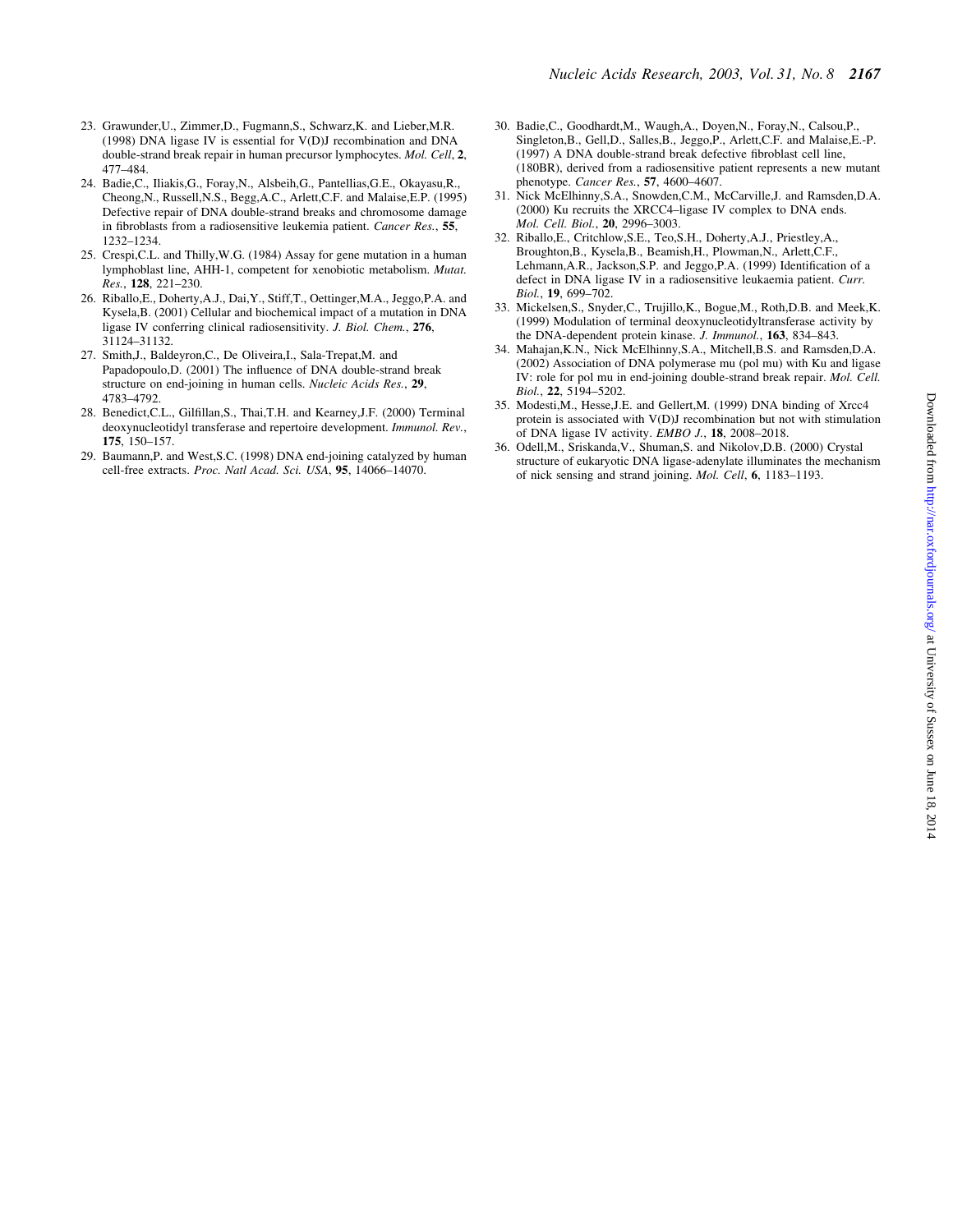23. Grawunder,U., Zimmer,D., Fugmann,S., Schwarz,K. and Lieber,M.R. (1998) DNA ligase IV is essential for V(D)J recombination and DNA double-strand break repair in human precursor lymphocytes. *Mol. Cell*, **2**, 477–484.
24. Badie,C., Iliakis,G., Foray,N., Alsbeih,G., Pantellias,G.E., Okayasu,R., Cheong,N., Russell,N.S., Begg,A.C., Arlett,C.F. and Malaise,E.P. (1995) Defective repair of DNA double-strand breaks and chromosome damage in fibroblasts from a radiosensitive leukemia patient. *Cancer Res.*, **55**, 1232–1234.
25. Crespi,C.L. and Thilly,W.G. (1984) Assay for gene mutation in a human lymphoblast line, AHH-1, competent for xenobiotic metabolism. *Mutat. Res.*, **128**, 221–230.
26. Riballo,E., Doherty,A.J., Dai,Y., Stiff,T., Oettinger,M.A., Jeggo,P.A. and Kysela,B. (2001) Cellular and biochemical impact of a mutation in DNA ligase IV conferring clinical radiosensitivity. *J. Biol. Chem.*, **276**, 31124–31132.
27. Smith,J., Baldeyron,C., De Oliveira,I., Sala-Trepat,M. and Papadopoulo,D. (2001) The influence of DNA double-strand break structure on end-joining in human cells. *Nucleic Acids Res.*, **29**, 4783–4792.
28. Benedict,C.L., Gilfillan,S., Thai,T.H. and Kearney,J.F. (2000) Terminal deoxynucleotidyl transferase and repertoire development. *Immunol. Rev.*, **175**, 150–157.
29. Baumann,P. and West,S.C. (1998) DNA end-joining catalyzed by human cell-free extracts. *Proc. Natl Acad. Sci. USA*, **95**, 14066–14070.
30. Badie,C., Goodhardt,M., Waugh,A., Doyen,N., Foray,N., Calsou,P., Singleton,B., Gell,D., Salles,B., Jeggo,P., Arlett,C.F. and Malaise,E.-P. (1997) A DNA double-strand break defective fibroblast cell line, (180BR), derived from a radiosensitive patient represents a new mutant phenotype. *Cancer Res.*, **57**, 4600–4607.
31. Nick McElhinny,S.A., Snowden,C.M., McCarville,J. and Ramsden,D.A. (2000) Ku recruits the XRCC4–ligase IV complex to DNA ends. *Mol. Cell. Biol.*, **20**, 2996–3003.
32. Riballo,E., Critchlow,S.E., Teo,S.H., Doherty,A.J., Priestley,A., Broughton,B., Kysela,B., Beamish,H., Plowman,N., Arlett,C.F., Lehmann,A.R., Jackson,S.P. and Jeggo,P.A. (1999) Identification of a defect in DNA ligase IV in a radiosensitive leukaemia patient. *Curr. Biol.*, **19**, 699–702.
33. Mickelsen,S., Snyder,C., Trujillo,K., Bogue,M., Roth,D.B. and Meek,K. (1999) Modulation of terminal deoxynucleotidyltransferase activity by the DNA-dependent protein kinase. *J. Immunol.*, **163**, 834–843.
34. Mahajan,K.N., Nick McElhinny,S.A., Mitchell,B.S. and Ramsden,D.A. (2002) Association of DNA polymerase mu (pol mu) with Ku and ligase IV: role for pol mu in end-joining double-strand break repair. *Mol. Cell. Biol.*, **22**, 5194–5202.
35. Modesti,M., Hesse,J.E. and Gellert,M. (1999) DNA binding of Xrcc4 protein is associated with V(D)J recombination but not with stimulation of DNA ligase IV activity. *EMBO J.*, **18**, 2008–2018.
36. Odell,M., Sriskanda,V., Shuman,S. and Nikolov,D.B. (2000) Crystal structure of eukaryotic DNA ligase-adenylate illuminates the mechanism of nick sensing and strand joining. *Mol. Cell*, **6**, 1183–1193.